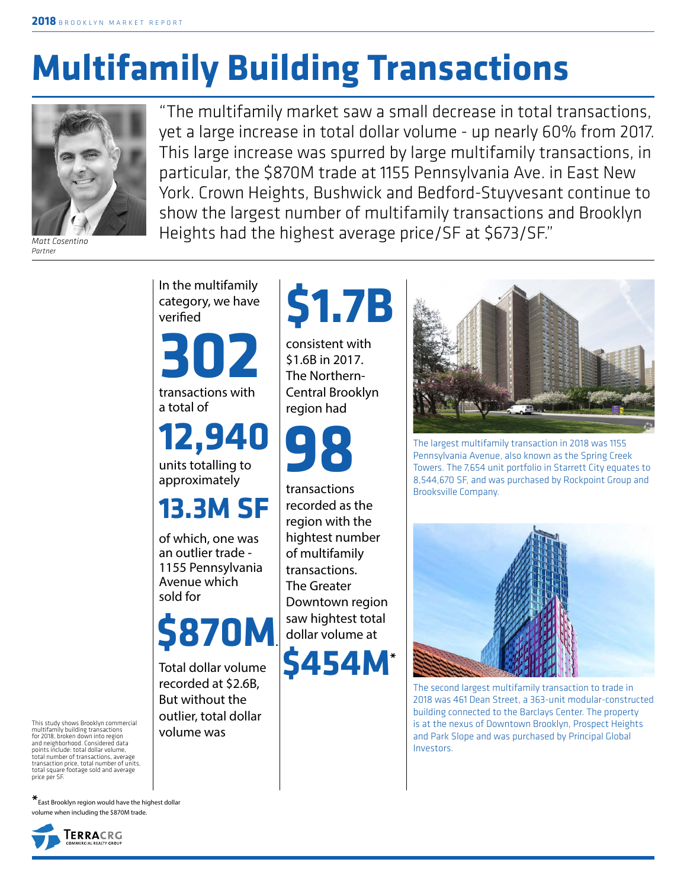# Multifamily Building Transactions

"The multifamily market saw a small decrease in total transactions, yet a large increase in total dollar volume - up nearly 60% from 2017. This large increase was spurred by large multifamily transactions, in particular, the $870M trade at 1155 Pennsylvania Ave. in East New York. Crown Heights, Bushwick and Bedford-Stuyvesant continue to show the largest number of multifamily transactions and Brooklyn Heights had the highest average price/SF at $673/SF."

*Matt Cosentino*
*Partner*

In the multifamily category, we have verified

**302**

transactions with a total of

**12,940**

units totalling to approximately

**13.3M SF**

of which, one was an outlier trade - 1155 Pennsylvania Avenue which sold for

**$870M.**

Total dollar volume recorded at $2.6B, But without the outlier, total dollar volume was

**$1.7B**

consistent with $1.6B in 2017. The Northern-Central Brooklyn region had

**98**

transactions recorded as the region with the hightest number of multifamily transactions. The Greater Downtown region saw hightest total dollar volume at

**$454M***

The largest multifamily transaction in 2018 was 1155 Pennsylvania Avenue, also known as the Spring Creek Towers. The 7,654 unit portfolio in Starrett City equates to 8,544,670 SF, and was purchased by Rockpoint Group and Brooksville Company.

The second largest multifamily transaction to trade in 2018 was 461 Dean Street, a 363-unit modular-constructed building connected to the Barclays Center. The property is at the nexus of Downtown Brooklyn, Prospect Heights and Park Slope and was purchased by Principal Global Investors.

This study shows Brooklyn commercial multifamily building transactions for 2018, broken down into region and neighborhood. Considered data points include: total dollar volume, total number of transactions, average transaction price, total number of units, total square footage sold and average price per SF.

*East Brooklyn region would have the highest dollar volume when including the $870M trade.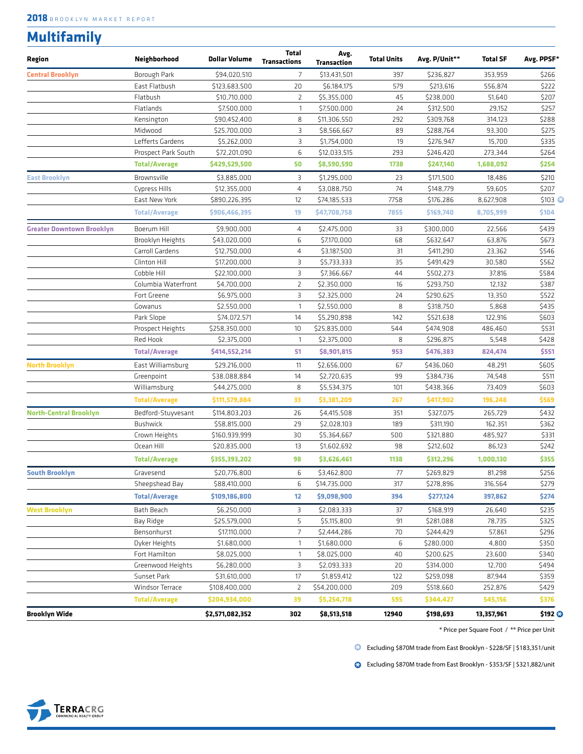2018 BROOKLYN MARKET REPORT

# Multifamily

| Region | Neighborhood | Dollar Volume | Total Transactions | Avg. Transaction | Total Units | Avg. P/Unit** | Total SF | Avg. PPSF* |
|---|---|---|---|---|---|---|---|---|
| Central Brooklyn | Borough Park | $94,020,510 | 7 | $13,431,501 | 397 | $236,827 | 353,959 | $266 |
| | East Flatbush | $123,683,500 | 20 | $6,184,175 | 579 | $213,616 | 556,874 | $222 |
| | Flatbush | $10,710,000 | 2 | $5,355,000 | 45 | $238,000 | 51,640 | $207 |
| | Flatlands | $7,500,000 | 1 | $7,500,000 | 24 | $312,500 | 29,152 | $257 |
| | Kensington | $90,452,400 | 8 | $11,306,550 | 292 | $309,768 | 314,123 | $288 |
| | Midwood | $25,700,000 | 3 | $8,566,667 | 89 | $288,764 | 93,300 | $275 |
| | Lefferts Gardens | $5,262,000 | 3 | $1,754,000 | 19 | $276,947 | 15,700 | $335 |
| | Prospect Park South | $72,201,090 | 6 | $12,033,515 | 293 | $246,420 | 273,344 | $264 |
| | **Total/Average** | **$429,529,500** | **50** | **$8,590,590** | **1738** | **$247,140** | **1,688,092** | **$254** |
| East Brooklyn | Brownsville | $3,885,000 | 3 | $1,295,000 | 23 | $171,500 | 18,486 | $210 |
| | Cypress Hills | $12,355,000 | 4 | $3,088,750 | 74 | $148,779 | 59,605 | $207 |
| | East New York | $890,226,395 | 12 | $74,185,533 | 7758 | $176,286 | 8,627,908 | $103 ✱ |
| | **Total/Average** | **$906,466,395** | **19** | **$47,708,758** | **7855** | **$169,740** | **8,705,999** | **$104** |
| Greater Downtown Brooklyn | Boerum Hill | $9,900,000 | 4 | $2,475,000 | 33 | $300,000 | 22,566 | $439 |
| | Brooklyn Heights | $43,020,000 | 6 | $7,170,000 | 68 | $632,647 | 63,876 | $673 |
| | Carroll Gardens | $12,750,000 | 4 | $3,187,500 | 31 | $411,290 | 23,362 | $546 |
| | Clinton Hill | $17,200,000 | 3 | $5,733,333 | 35 | $491,429 | 30,580 | $562 |
| | Cobble Hill | $22,100,000 | 3 | $7,366,667 | 44 | $502,273 | 37,816 | $584 |
| | Columbia Waterfront | $4,700,000 | 2 | $2,350,000 | 16 | $293,750 | 12,132 | $387 |
| | Fort Greene | $6,975,000 | 3 | $2,325,000 | 24 | $290,625 | 13,350 | $522 |
| | Gowanus | $2,550,000 | 1 | $2,550,000 | 8 | $318,750 | 5,868 | $435 |
| | Park Slope | $74,072,571 | 14 | $5,290,898 | 142 | $521,638 | 122,916 | $603 |
| | Prospect Heights | $258,350,000 | 10 | $25,835,000 | 544 | $474,908 | 486,460 | $531 |
| | Red Hook | $2,375,000 | 1 | $2,375,000 | 8 | $296,875 | 5,548 | $428 |
| | **Total/Average** | **$414,552,214** | **51** | **$8,901,815** | **953** | **$476,383** | **824,474** | **$551** |
| North Brooklyn | East Williamsburg | $29,216,000 | 11 | $2,656,000 | 67 | $436,060 | 48,291 | $605 |
| | Greenpoint | $38,088,884 | 14 | $2,720,635 | 99 | $384,736 | 74,548 | $511 |
| | Williamsburg | $44,275,000 | 8 | $5,534,375 | 101 | $438,366 | 73,409 | $603 |
| | **Total/Average** | **$111,579,884** | **33** | **$3,381,209** | **267** | **$417,902** | **196,248** | **$569** |
| North-Central Brooklyn | Bedford-Stuyvesant | $114,803,203 | 26 | $4,415,508 | 351 | $327,075 | 265,729 | $432 |
| | Bushwick | $58,815,000 | 29 | $2,028,103 | 189 | $311,190 | 162,351 | $362 |
| | Crown Heights | $160,939,999 | 30 | $5,364,667 | 500 | $321,880 | 485,927 | $331 |
| | Ocean Hill | $20,835,000 | 13 | $1,602,692 | 98 | $212,602 | 86,123 | $242 |
| | **Total/Average** | **$355,393,202** | **98** | **$3,626,461** | **1138** | **$312,296** | **1,000,130** | **$355** |
| South Brooklyn | Gravesend | $20,776,800 | 6 | $3,462,800 | 77 | $269,829 | 81,298 | $256 |
| | Sheepshead Bay | $88,410,000 | 6 | $14,735,000 | 317 | $278,896 | 316,564 | $279 |
| | **Total/Average** | **$109,186,800** | **12** | **$9,098,900** | **394** | **$277,124** | **397,862** | **$274** |
| West Brooklyn | Bath Beach | $6,250,000 | 3 | $2,083,333 | 37 | $168,919 | 26,640 | $235 |
| | Bay Ridge | $25,579,000 | 5 | $5,115,800 | 91 | $281,088 | 78,735 | $325 |
| | Bensonhurst | $17,110,000 | 7 | $2,444,286 | 70 | $244,429 | 57,861 | $296 |
| | Dyker Heights | $1,680,000 | 1 | $1,680,000 | 6 | $280,000 | 4,800 | $350 |
| | Fort Hamilton | $8,025,000 | 1 | $8,025,000 | 40 | $200,625 | 23,600 | $340 |
| | Greenwood Heights | $6,280,000 | 3 | $2,093,333 | 20 | $314,000 | 12,700 | $494 |
| | Sunset Park | $31,610,000 | 17 | $1,859,412 | 122 | $259,098 | 87,944 | $359 |
| | Windsor Terrace | $108,400,000 | 2 | $54,200,000 | 209 | $518,660 | 252,876 | $429 |
| | **Total/Average** | **$204,934,000** | **39** | **$5,254,718** | **595** | **$344,427** | **545,156** | **$376** |
| **Brooklyn Wide** | | **$2,571,082,352** | **302** | **$8,513,518** | **12940** | **$198,693** | **13,357,961** | **$192** ✱ |

\* Price per Square Foot / ** Price per Unit

✱ Excluding $870M trade from East Brooklyn - $228/SF | $183,351/unit

✱ Excluding $870M trade from East Brooklyn - $353/SF | $321,882/unit

TERRACRG COMMERCIAL REALTY GROUP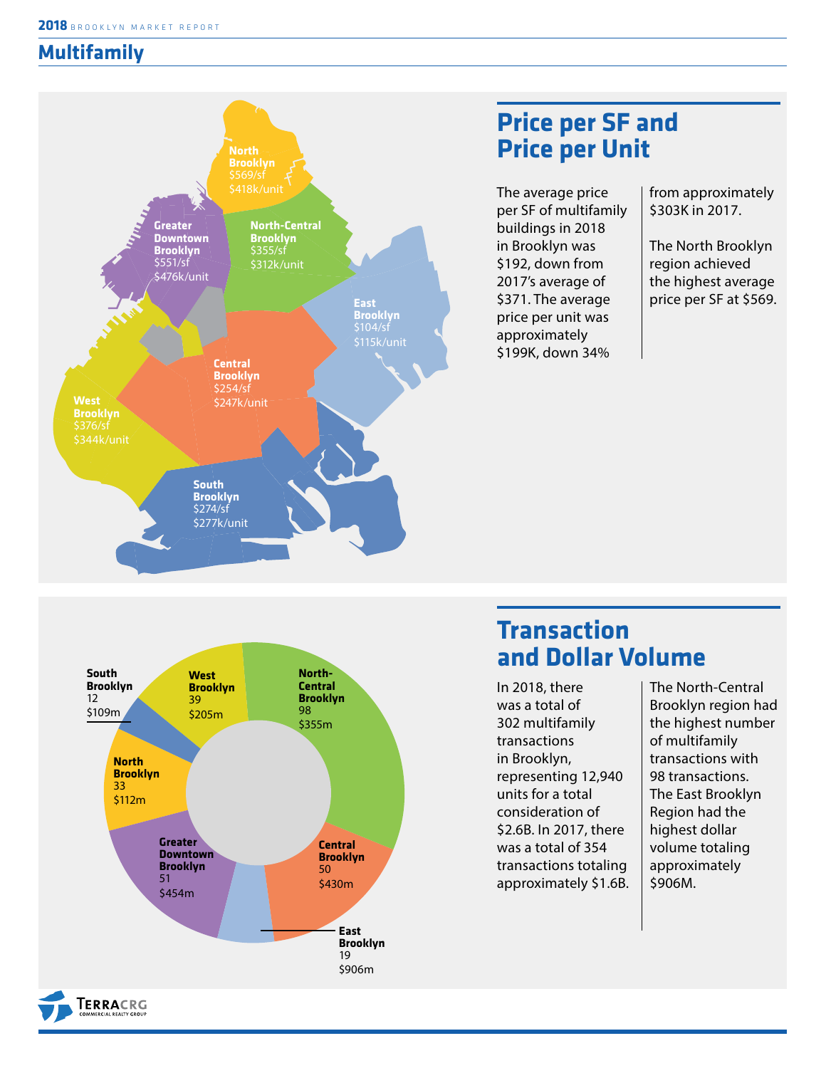## Multifamily

North Brooklyn
$569/sf
$418k/unit

Greater Downtown Brooklyn
$551/sf
$476k/unit

North-Central Brooklyn
$355/sf
$312k/unit

East Brooklyn
$104/sf
$115k/unit

Central Brooklyn
$254/sf
$247k/unit

West Brooklyn
$376/sf
$344k/unit

South Brooklyn
$274/sf
$277k/unit

## Price per SF and Price per Unit

The average price per SF of multifamily buildings in 2018 in Brooklyn was $192, down from 2017's average of $371. The average price per unit was approximately $199K, down 34% from approximately $303K in 2017.

The North Brooklyn region achieved the highest average price per SF at $569.

South Brooklyn
12
$109m

West Brooklyn
39
$205m

North-Central Brooklyn
98
$355m

North Brooklyn
33
$112m

Greater Downtown Brooklyn
51
$454m

Central Brooklyn
50
$430m

East Brooklyn
19
$906m

## Transaction and Dollar Volume

In 2018, there was a total of 302 multifamily transactions in Brooklyn, representing 12,940 units for a total consideration of $2.6B. In 2017, there was a total of 354 transactions totaling approximately $1.6B.

The North-Central Brooklyn region had the highest number of multifamily transactions with 98 transactions. The East Brooklyn Region had the highest dollar volume totaling approximately $906M.